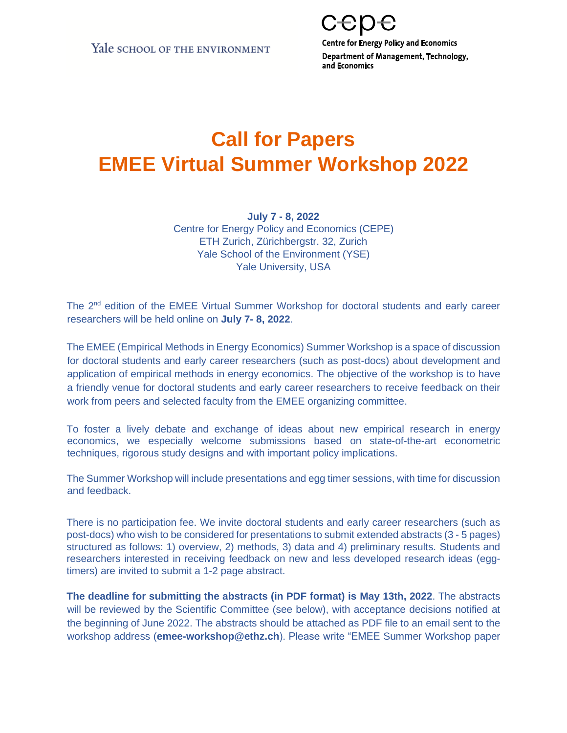Yale SCHOOL OF THE ENVIRONMENT

cepe
Centre for Energy Policy and Economics
Department of Management, Technology, and Economics

# Call for Papers
# EMEE Virtual Summer Workshop 2022

**July 7 - 8, 2022**
Centre for Energy Policy and Economics (CEPE)
ETH Zurich, Zürichbergstr. 32, Zurich
Yale School of the Environment (YSE)
Yale University, USA

The 2nd edition of the EMEE Virtual Summer Workshop for doctoral students and early career researchers will be held online on **July 7- 8, 2022**.

The EMEE (Empirical Methods in Energy Economics) Summer Workshop is a space of discussion for doctoral students and early career researchers (such as post-docs) about development and application of empirical methods in energy economics. The objective of the workshop is to have a friendly venue for doctoral students and early career researchers to receive feedback on their work from peers and selected faculty from the EMEE organizing committee.

To foster a lively debate and exchange of ideas about new empirical research in energy economics, we especially welcome submissions based on state-of-the-art econometric techniques, rigorous study designs and with important policy implications.

The Summer Workshop will include presentations and egg timer sessions, with time for discussion and feedback.

There is no participation fee. We invite doctoral students and early career researchers (such as post-docs) who wish to be considered for presentations to submit extended abstracts (3 - 5 pages) structured as follows: 1) overview, 2) methods, 3) data and 4) preliminary results. Students and researchers interested in receiving feedback on new and less developed research ideas (egg-timers) are invited to submit a 1-2 page abstract.

**The deadline for submitting the abstracts (in PDF format) is May 13th, 2022**. The abstracts will be reviewed by the Scientific Committee (see below), with acceptance decisions notified at the beginning of June 2022. The abstracts should be attached as PDF file to an email sent to the workshop address (**emee-workshop@ethz.ch**). Please write "EMEE Summer Workshop paper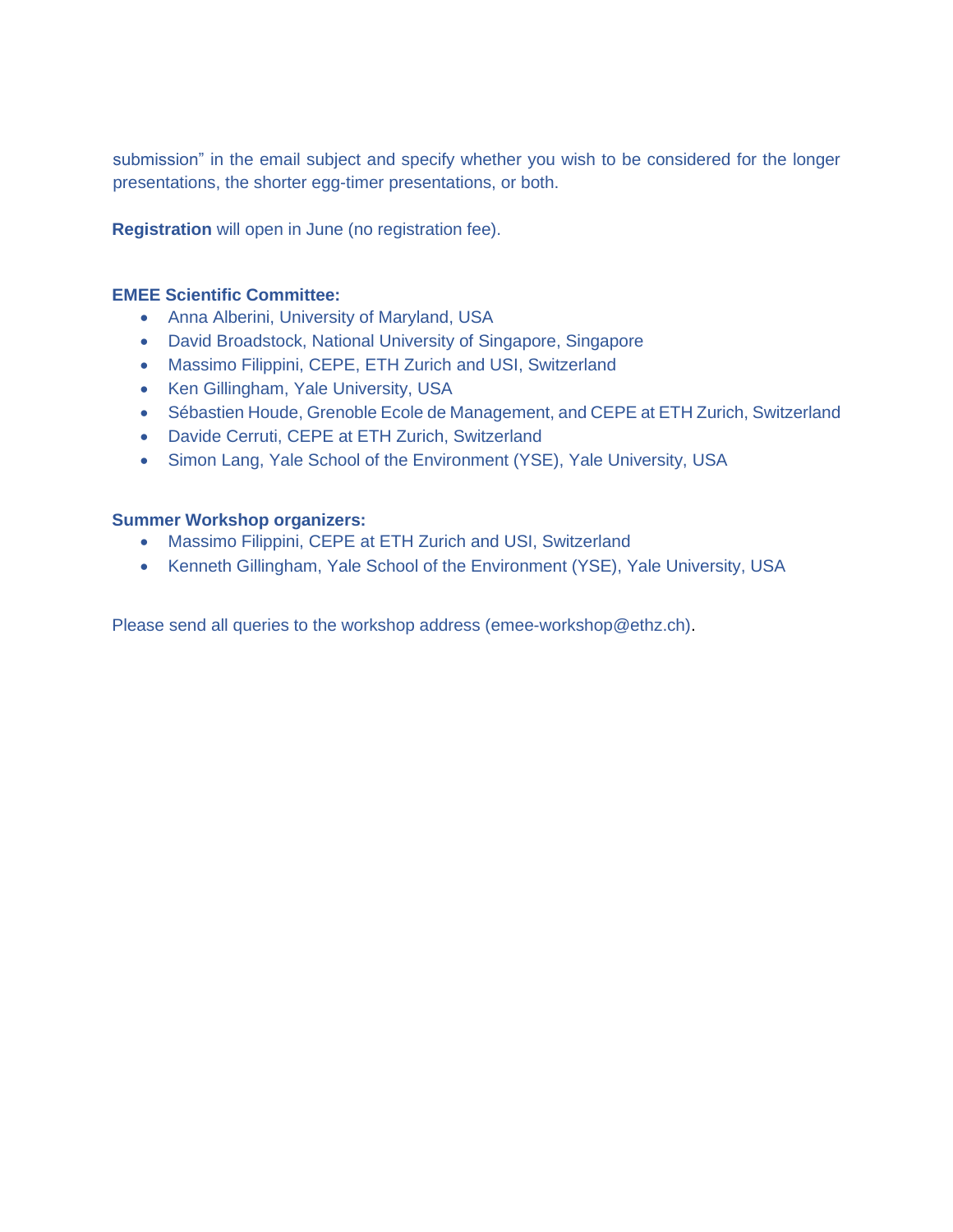submission" in the email subject and specify whether you wish to be considered for the longer presentations, the shorter egg-timer presentations, or both.

**Registration** will open in June (no registration fee).

**EMEE Scientific Committee:**

- Anna Alberini, University of Maryland, USA
- David Broadstock, National University of Singapore, Singapore
- Massimo Filippini, CEPE, ETH Zurich and USI, Switzerland
- Ken Gillingham, Yale University, USA
- Sébastien Houde, Grenoble Ecole de Management, and CEPE at ETH Zurich, Switzerland
- Davide Cerruti, CEPE at ETH Zurich, Switzerland
- Simon Lang, Yale School of the Environment (YSE), Yale University, USA

**Summer Workshop organizers:**

- Massimo Filippini, CEPE at ETH Zurich and USI, Switzerland
- Kenneth Gillingham, Yale School of the Environment (YSE), Yale University, USA

Please send all queries to the workshop address (emee-workshop@ethz.ch).